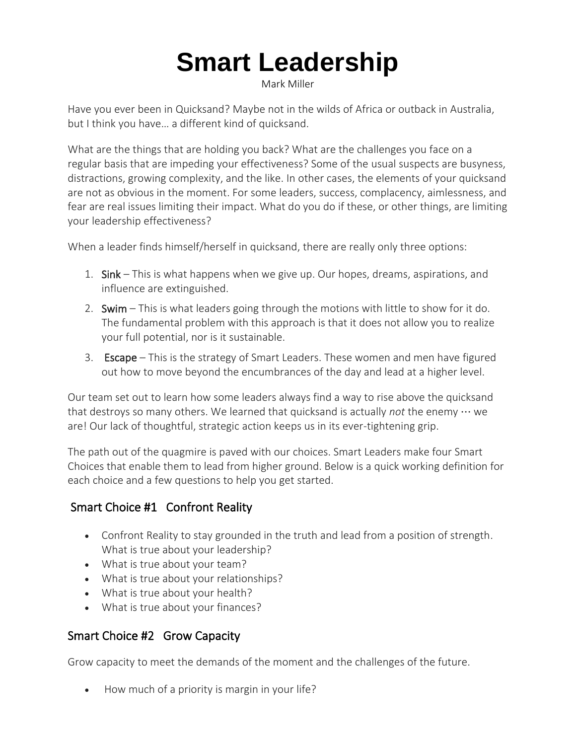# Smart Leadership

Mark Miller

Have you ever been in Quicksand? Maybe not in the wilds of Africa or outback in Australia, but I think you have… a different kind of quicksand.

What are the things that are holding you back? What are the challenges you face on a regular basis that are impeding your effectiveness? Some of the usual suspects are busyness, distractions, growing complexity, and the like. In other cases, the elements of your quicksand are not as obvious in the moment. For some leaders, success, complacency, aimlessness, and fear are real issues limiting their impact. What do you do if these, or other things, are limiting your leadership effectiveness?

When a leader finds himself/herself in quicksand, there are really only three options:

1. **Sink** – This is what happens when we give up. Our hopes, dreams, aspirations, and influence are extinguished.
2. **Swim** – This is what leaders going through the motions with little to show for it do. The fundamental problem with this approach is that it does not allow you to realize your full potential, nor is it sustainable.
3. **Escape** – This is the strategy of Smart Leaders. These women and men have figured out how to move beyond the encumbrances of the day and lead at a higher level.

Our team set out to learn how some leaders always find a way to rise above the quicksand that destroys so many others. We learned that quicksand is actually *not* the enemy … we are! Our lack of thoughtful, strategic action keeps us in its ever-tightening grip.

The path out of the quagmire is paved with our choices. Smart Leaders make four Smart Choices that enable them to lead from higher ground. Below is a quick working definition for each choice and a few questions to help you get started.

## Smart Choice #1 Confront Reality

- Confront Reality to stay grounded in the truth and lead from a position of strength. What is true about your leadership?
- What is true about your team?
- What is true about your relationships?
- What is true about your health?
- What is true about your finances?

## Smart Choice #2 Grow Capacity

Grow capacity to meet the demands of the moment and the challenges of the future.

- How much of a priority is margin in your life?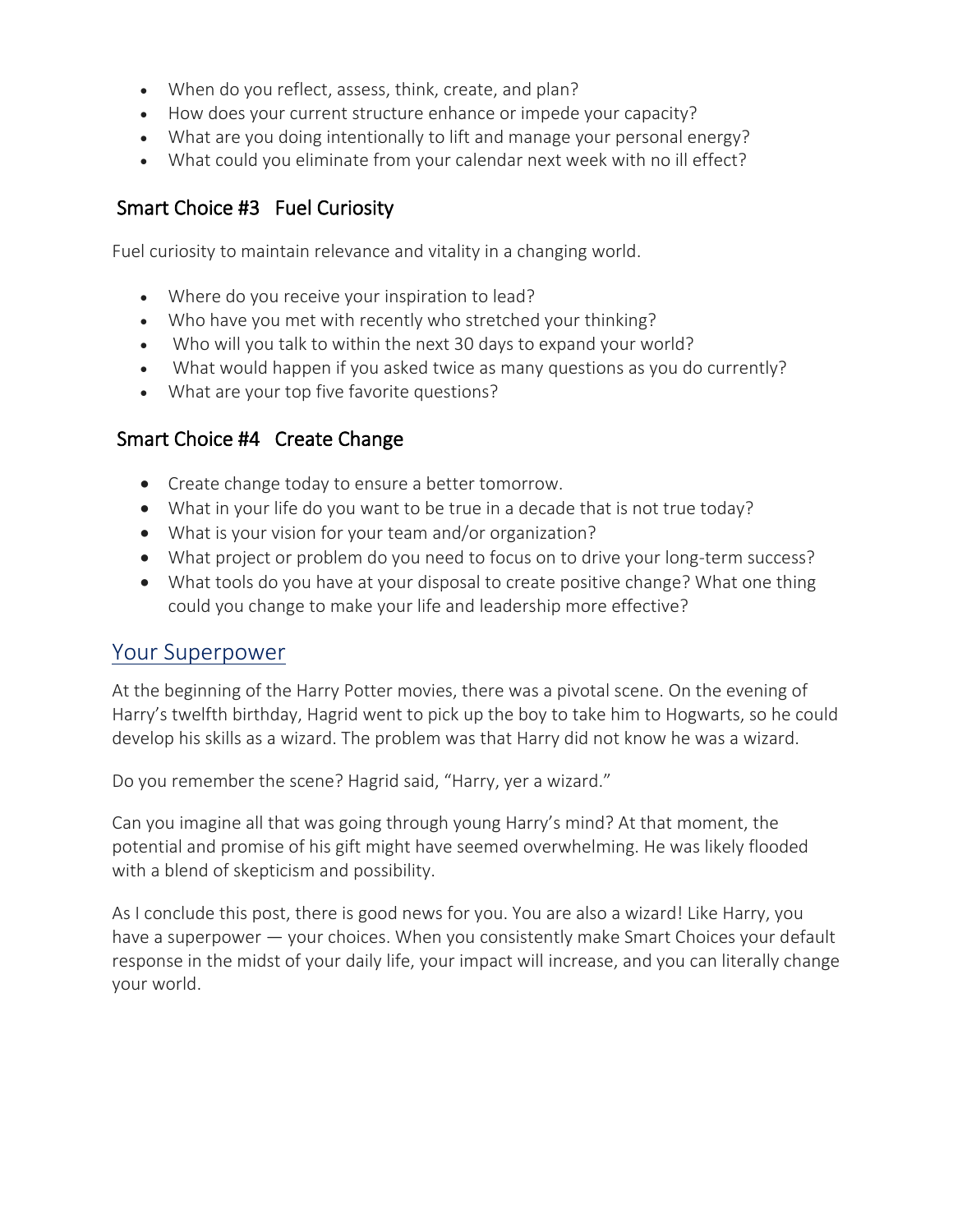- When do you reflect, assess, think, create, and plan?
- How does your current structure enhance or impede your capacity?
- What are you doing intentionally to lift and manage your personal energy?
- What could you eliminate from your calendar next week with no ill effect?

### Smart Choice #3 Fuel Curiosity

Fuel curiosity to maintain relevance and vitality in a changing world.

- Where do you receive your inspiration to lead?
- Who have you met with recently who stretched your thinking?
- Who will you talk to within the next 30 days to expand your world?
- What would happen if you asked twice as many questions as you do currently?
- What are your top five favorite questions?

### Smart Choice #4 Create Change

- Create change today to ensure a better tomorrow.
- What in your life do you want to be true in a decade that is not true today?
- What is your vision for your team and/or organization?
- What project or problem do you need to focus on to drive your long-term success?
- What tools do you have at your disposal to create positive change? What one thing could you change to make your life and leadership more effective?

## Your Superpower

At the beginning of the Harry Potter movies, there was a pivotal scene. On the evening of Harry's twelfth birthday, Hagrid went to pick up the boy to take him to Hogwarts, so he could develop his skills as a wizard. The problem was that Harry did not know he was a wizard.

Do you remember the scene? Hagrid said, "Harry, yer a wizard."

Can you imagine all that was going through young Harry's mind? At that moment, the potential and promise of his gift might have seemed overwhelming. He was likely flooded with a blend of skepticism and possibility.

As I conclude this post, there is good news for you. You are also a wizard! Like Harry, you have a superpower — your choices. When you consistently make Smart Choices your default response in the midst of your daily life, your impact will increase, and you can literally change your world.